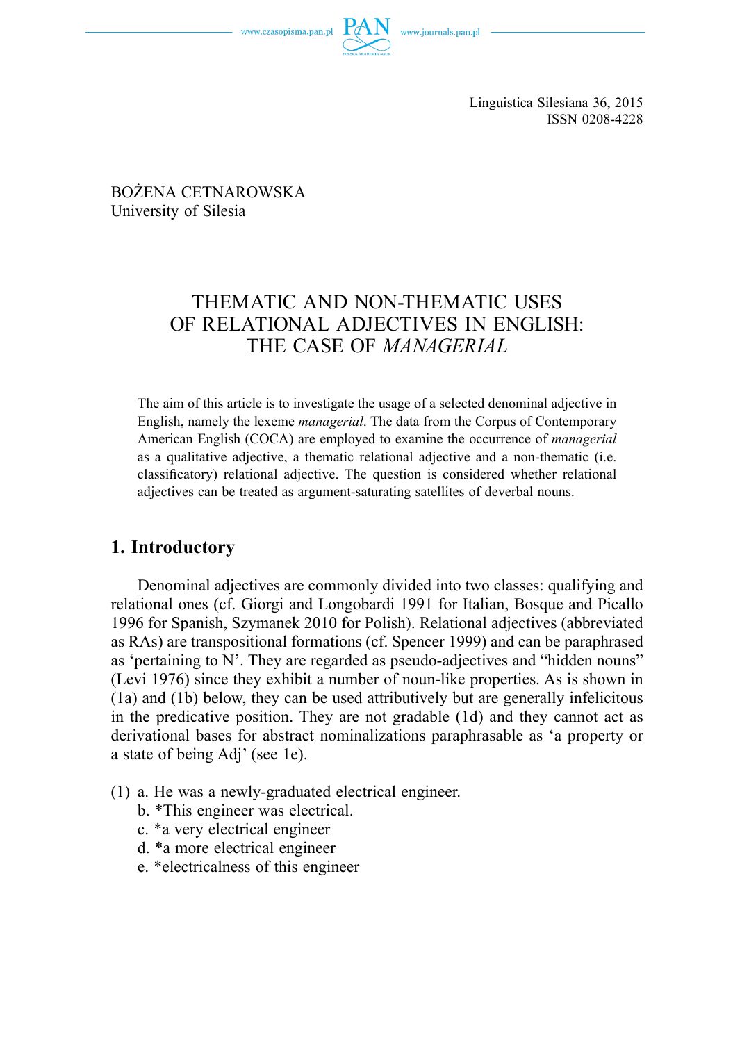Linguistica Silesiana 36, 2015
ISSN 0208-4228

BOŻENA CETNAROWSKA
University of Silesia

# THEMATIC AND NON-THEMATIC USES OF RELATIONAL ADJECTIVES IN ENGLISH: THE CASE OF *MANAGERIAL*

The aim of this article is to investigate the usage of a selected denominal adjective in English, namely the lexeme *managerial*. The data from the Corpus of Contemporary American English (COCA) are employed to examine the occurrence of *managerial* as a qualitative adjective, a thematic relational adjective and a non-thematic (i.e. classificatory) relational adjective. The question is considered whether relational adjectives can be treated as argument-saturating satellites of deverbal nouns.

## 1. Introductory

Denominal adjectives are commonly divided into two classes: qualifying and relational ones (cf. Giorgi and Longobardi 1991 for Italian, Bosque and Picallo 1996 for Spanish, Szymanek 2010 for Polish). Relational adjectives (abbreviated as RAs) are transpositional formations (cf. Spencer 1999) and can be paraphrased as 'pertaining to N'. They are regarded as pseudo-adjectives and "hidden nouns" (Levi 1976) since they exhibit a number of noun-like properties. As is shown in (1a) and (1b) below, they can be used attributively but are generally infelicitous in the predicative position. They are not gradable (1d) and they cannot act as derivational bases for abstract nominalizations paraphrasable as 'a property or a state of being Adj' (see 1e).

(1) a. He was a newly-graduated electrical engineer.
    b. *This engineer was electrical.
    c. *a very electrical engineer
    d. *a more electrical engineer
    e. *electricalness of this engineer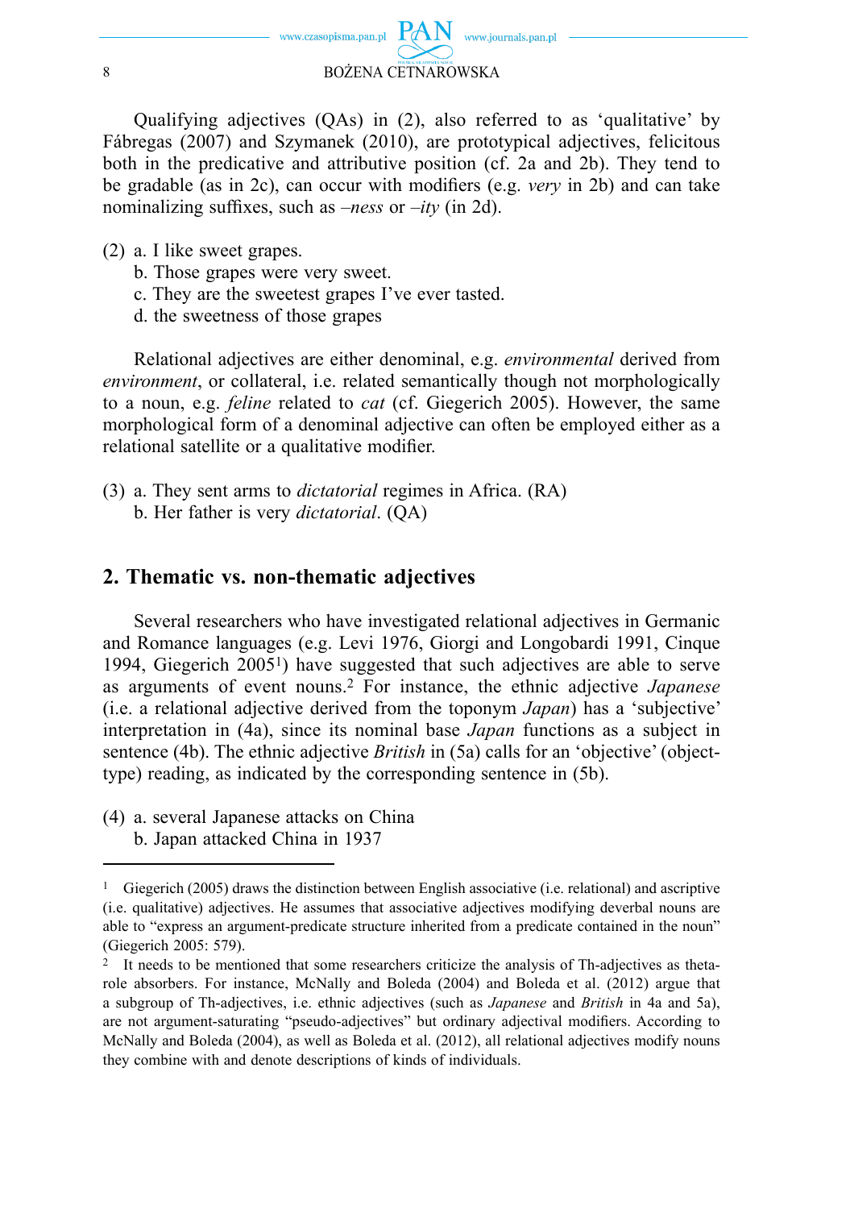Qualifying adjectives (QAs) in (2), also referred to as 'qualitative' by Fábregas (2007) and Szymanek (2010), are prototypical adjectives, felicitous both in the predicative and attributive position (cf. 2a and 2b). They tend to be gradable (as in 2c), can occur with modifiers (e.g. *very* in 2b) and can take nominalizing suffixes, such as *–ness* or *–ity* (in 2d).

(2) a. I like sweet grapes.
 b. Those grapes were very sweet.
 c. They are the sweetest grapes I've ever tasted.
 d. the sweetness of those grapes

Relational adjectives are either denominal, e.g. *environmental* derived from *environment*, or collateral, i.e. related semantically though not morphologically to a noun, e.g. *feline* related to *cat* (cf. Giegerich 2005). However, the same morphological form of a denominal adjective can often be employed either as a relational satellite or a qualitative modifier.

(3) a. They sent arms to *dictatorial* regimes in Africa. (RA)
 b. Her father is very *dictatorial*. (QA)

## 2. Thematic vs. non-thematic adjectives

Several researchers who have investigated relational adjectives in Germanic and Romance languages (e.g. Levi 1976, Giorgi and Longobardi 1991, Cinque 1994, Giegerich 2005[1]) have suggested that such adjectives are able to serve as arguments of event nouns.[2] For instance, the ethnic adjective *Japanese* (i.e. a relational adjective derived from the toponym *Japan*) has a 'subjective' interpretation in (4a), since its nominal base *Japan* functions as a subject in sentence (4b). The ethnic adjective *British* in (5a) calls for an 'objective' (object-type) reading, as indicated by the corresponding sentence in (5b).

(4) a. several Japanese attacks on China
 b. Japan attacked China in 1937

---

[1] Giegerich (2005) draws the distinction between English associative (i.e. relational) and ascriptive (i.e. qualitative) adjectives. He assumes that associative adjectives modifying deverbal nouns are able to "express an argument-predicate structure inherited from a predicate contained in the noun" (Giegerich 2005: 579).

[2] It needs to be mentioned that some researchers criticize the analysis of Th-adjectives as theta-role absorbers. For instance, McNally and Boleda (2004) and Boleda et al. (2012) argue that a subgroup of Th-adjectives, i.e. ethnic adjectives (such as *Japanese* and *British* in 4a and 5a), are not argument-saturating "pseudo-adjectives" but ordinary adjectival modifiers. According to McNally and Boleda (2004), as well as Boleda et al. (2012), all relational adjectives modify nouns they combine with and denote descriptions of kinds of individuals.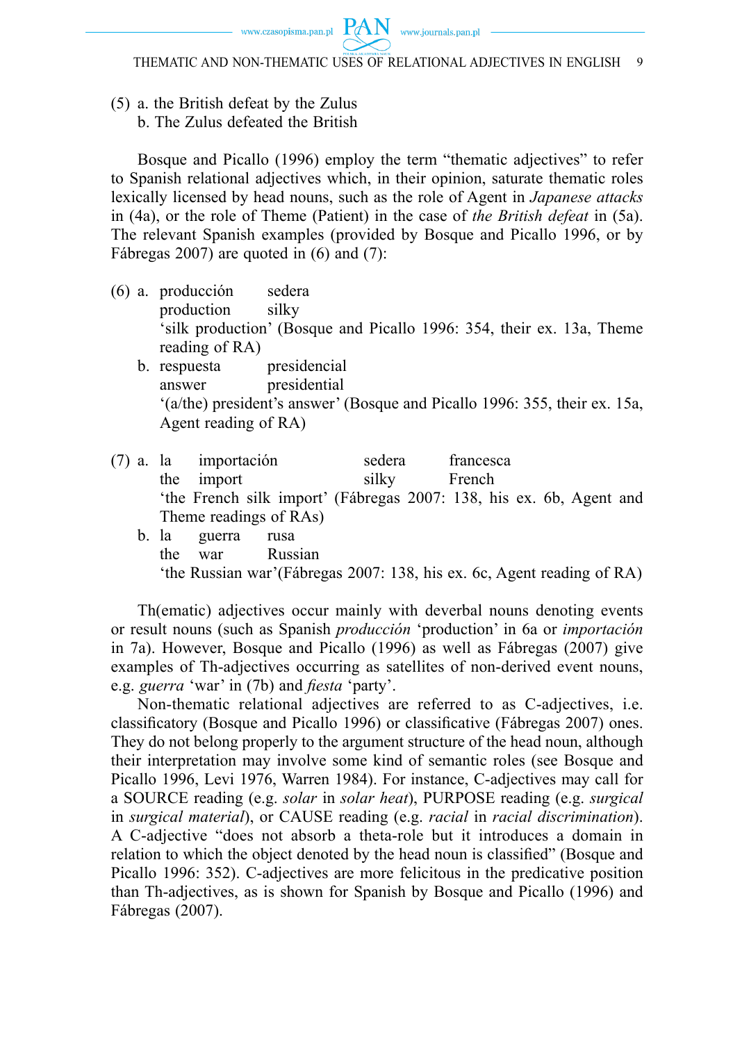(5) a. the British defeat by the Zulus
    b. The Zulus defeated the British

Bosque and Picallo (1996) employ the term "thematic adjectives" to refer to Spanish relational adjectives which, in their opinion, saturate thematic roles lexically licensed by head nouns, such as the role of Agent in *Japanese attacks* in (4a), or the role of Theme (Patient) in the case of *the British defeat* in (5a). The relevant Spanish examples (provided by Bosque and Picallo 1996, or by Fábregas 2007) are quoted in (6) and (7):

(6) a. producción sedera
       production silky
       'silk production' (Bosque and Picallo 1996: 354, their ex. 13a, Theme reading of RA)
    b. respuesta presidencial
       answer presidential
       '(a/the) president's answer' (Bosque and Picallo 1996: 355, their ex. 15a, Agent reading of RA)

(7) a. la importación sedera francesca
       the import silky French
       'the French silk import' (Fábregas 2007: 138, his ex. 6b, Agent and Theme readings of RAs)
    b. la guerra rusa
       the war Russian
       'the Russian war'(Fábregas 2007: 138, his ex. 6c, Agent reading of RA)

Th(ematic) adjectives occur mainly with deverbal nouns denoting events or result nouns (such as Spanish *producción* 'production' in 6a or *importación* in 7a). However, Bosque and Picallo (1996) as well as Fábregas (2007) give examples of Th-adjectives occurring as satellites of non-derived event nouns, e.g. *guerra* 'war' in (7b) and *fiesta* 'party'.

Non-thematic relational adjectives are referred to as C-adjectives, i.e. classificatory (Bosque and Picallo 1996) or classificative (Fábregas 2007) ones. They do not belong properly to the argument structure of the head noun, although their interpretation may involve some kind of semantic roles (see Bosque and Picallo 1996, Levi 1976, Warren 1984). For instance, C-adjectives may call for a SOURCE reading (e.g. *solar* in *solar heat*), PURPOSE reading (e.g. *surgical* in *surgical material*), or CAUSE reading (e.g. *racial* in *racial discrimination*). A C-adjective "does not absorb a theta-role but it introduces a domain in relation to which the object denoted by the head noun is classified" (Bosque and Picallo 1996: 352). C-adjectives are more felicitous in the predicative position than Th-adjectives, as is shown for Spanish by Bosque and Picallo (1996) and Fábregas (2007).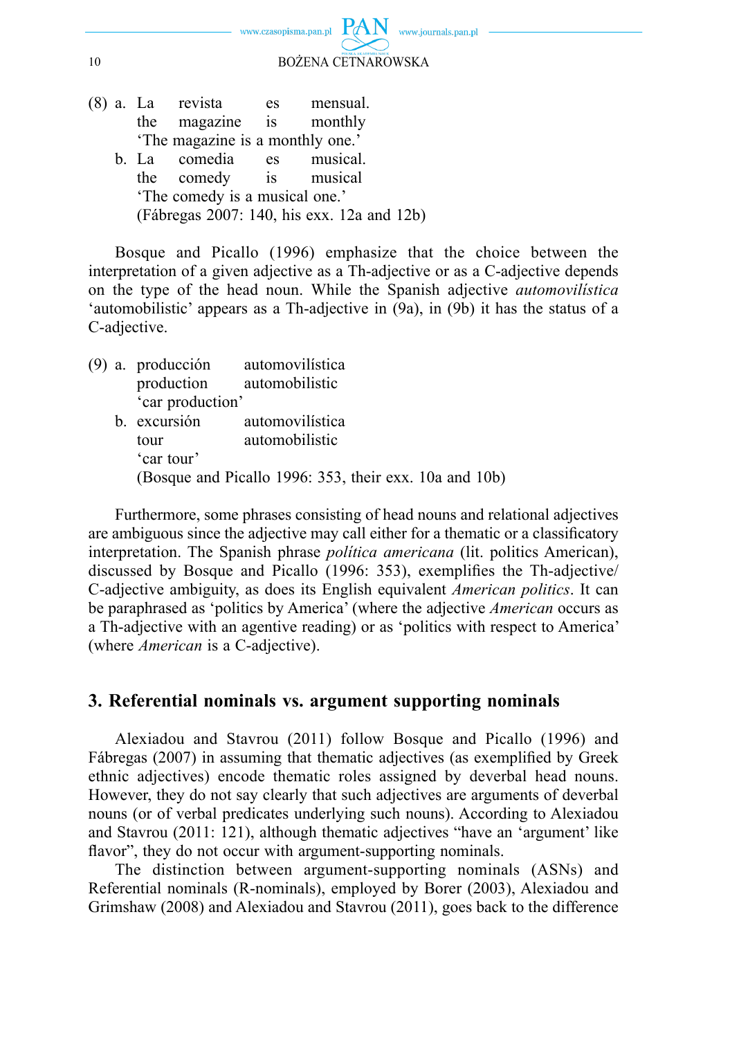(8) a. La revista es mensual.
the magazine is monthly
'The magazine is a monthly one.'

b. La comedia es musical.
the comedy is musical
'The comedy is a musical one.'
(Fábregas 2007: 140, his exx. 12a and 12b)

Bosque and Picallo (1996) emphasize that the choice between the interpretation of a given adjective as a Th-adjective or as a C-adjective depends on the type of the head noun. While the Spanish adjective *automovilística* 'automobilistic' appears as a Th-adjective in (9a), in (9b) it has the status of a C-adjective.

(9) a. producción automovilística
production automobilistic
'car production'

b. excursión automovilística
tour automobilistic
'car tour'
(Bosque and Picallo 1996: 353, their exx. 10a and 10b)

Furthermore, some phrases consisting of head nouns and relational adjectives are ambiguous since the adjective may call either for a thematic or a classificatory interpretation. The Spanish phrase *política americana* (lit. politics American), discussed by Bosque and Picallo (1996: 353), exemplifies the Th-adjective/C-adjective ambiguity, as does its English equivalent *American politics*. It can be paraphrased as 'politics by America' (where the adjective *American* occurs as a Th-adjective with an agentive reading) or as 'politics with respect to America' (where *American* is a C-adjective).

## 3. Referential nominals vs. argument supporting nominals

Alexiadou and Stavrou (2011) follow Bosque and Picallo (1996) and Fábregas (2007) in assuming that thematic adjectives (as exemplified by Greek ethnic adjectives) encode thematic roles assigned by deverbal head nouns. However, they do not say clearly that such adjectives are arguments of deverbal nouns (or of verbal predicates underlying such nouns). According to Alexiadou and Stavrou (2011: 121), although thematic adjectives "have an 'argument' like flavor", they do not occur with argument-supporting nominals.

The distinction between argument-supporting nominals (ASNs) and Referential nominals (R-nominals), employed by Borer (2003), Alexiadou and Grimshaw (2008) and Alexiadou and Stavrou (2011), goes back to the difference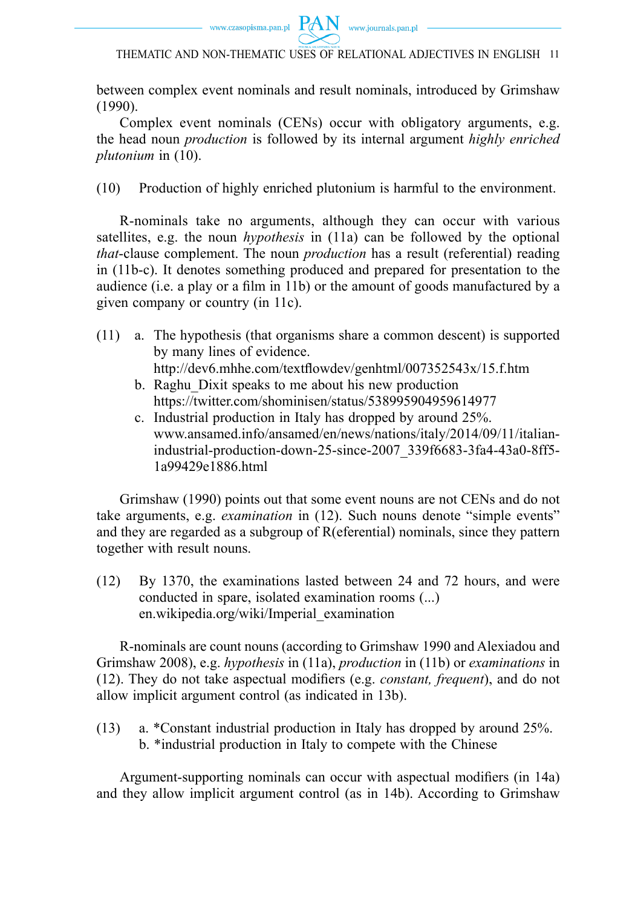between complex event nominals and result nominals, introduced by Grimshaw (1990).

Complex event nominals (CENs) occur with obligatory arguments, e.g. the head noun *production* is followed by its internal argument *highly enriched plutonium* in (10).

(10) Production of highly enriched plutonium is harmful to the environment.

R-nominals take no arguments, although they can occur with various satellites, e.g. the noun *hypothesis* in (11a) can be followed by the optional *that*-clause complement. The noun *production* has a result (referential) reading in (11b-c). It denotes something produced and prepared for presentation to the audience (i.e. a play or a film in 11b) or the amount of goods manufactured by a given company or country (in 11c).

(11) a. The hypothesis (that organisms share a common descent) is supported by many lines of evidence.
http://dev6.mhhe.com/textflowdev/genhtml/007352543x/15.f.htm
b. Raghu_Dixit speaks to me about his new production
https://twitter.com/shominisen/status/538995904959614977
c. Industrial production in Italy has dropped by around 25%.
www.ansamed.info/ansamed/en/news/nations/italy/2014/09/11/italian-industrial-production-down-25-since-2007_339f6683-3fa4-43a0-8ff5-1a99429e1886.html

Grimshaw (1990) points out that some event nouns are not CENs and do not take arguments, e.g. *examination* in (12). Such nouns denote "simple events" and they are regarded as a subgroup of R(eferential) nominals, since they pattern together with result nouns.

(12) By 1370, the examinations lasted between 24 and 72 hours, and were conducted in spare, isolated examination rooms (...)
en.wikipedia.org/wiki/Imperial_examination

R-nominals are count nouns (according to Grimshaw 1990 and Alexiadou and Grimshaw 2008), e.g. *hypothesis* in (11a), *production* in (11b) or *examinations* in (12). They do not take aspectual modifiers (e.g. *constant, frequent*), and do not allow implicit argument control (as indicated in 13b).

(13) a. *Constant industrial production in Italy has dropped by around 25%.
b. *industrial production in Italy to compete with the Chinese

Argument-supporting nominals can occur with aspectual modifiers (in 14a) and they allow implicit argument control (as in 14b). According to Grimshaw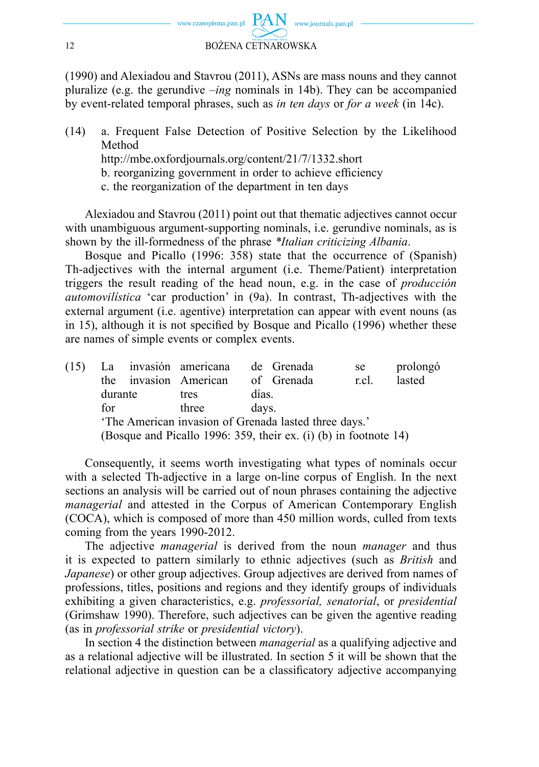(1990) and Alexiadou and Stavrou (2011), ASNs are mass nouns and they cannot pluralize (e.g. the gerundive *–ing* nominals in 14b). They can be accompanied by event-related temporal phrases, such as *in ten days* or *for a week* (in 14c).

(14) a. Frequent False Detection of Positive Selection by the Likelihood Method
http://mbe.oxfordjournals.org/content/21/7/1332.short
b. reorganizing government in order to achieve efficiency
c. the reorganization of the department in ten days

Alexiadou and Stavrou (2011) point out that thematic adjectives cannot occur with unambiguous argument-supporting nominals, i.e. gerundive nominals, as is shown by the ill-formedness of the phrase *\*Italian criticizing Albania*.

Bosque and Picallo (1996: 358) state that the occurrence of (Spanish) Th-adjectives with the internal argument (i.e. Theme/Patient) interpretation triggers the result reading of the head noun, e.g. in the case of *producción automovilística* 'car production' in (9a). In contrast, Th-adjectives with the external argument (i.e. agentive) interpretation can appear with event nouns (as in 15), although it is not specified by Bosque and Picallo (1996) whether these are names of simple events or complex events.

(15) La invasión americana de Grenada se prolongó
the invasion American of Grenada r.cl. lasted
durante tres días.
for three days.
'The American invasion of Grenada lasted three days.'
(Bosque and Picallo 1996: 359, their ex. (i) (b) in footnote 14)

Consequently, it seems worth investigating what types of nominals occur with a selected Th-adjective in a large on-line corpus of English. In the next sections an analysis will be carried out of noun phrases containing the adjective *managerial* and attested in the Corpus of American Contemporary English (COCA), which is composed of more than 450 million words, culled from texts coming from the years 1990-2012.

The adjective *managerial* is derived from the noun *manager* and thus it is expected to pattern similarly to ethnic adjectives (such as *British* and *Japanese*) or other group adjectives. Group adjectives are derived from names of professions, titles, positions and regions and they identify groups of individuals exhibiting a given characteristics, e.g. *professorial, senatorial*, or *presidential* (Grimshaw 1990). Therefore, such adjectives can be given the agentive reading (as in *professorial strike* or *presidential victory*).

In section 4 the distinction between *managerial* as a qualifying adjective and as a relational adjective will be illustrated. In section 5 it will be shown that the relational adjective in question can be a classificatory adjective accompanying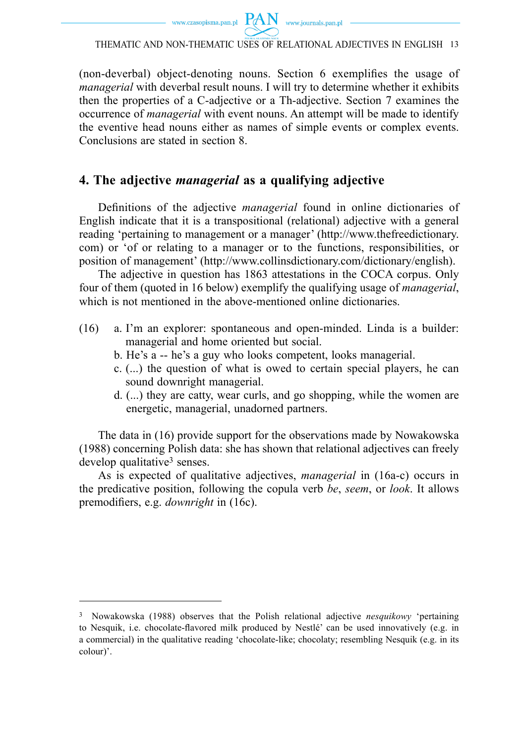(non-deverbal) object-denoting nouns. Section 6 exemplifies the usage of *managerial* with deverbal result nouns. I will try to determine whether it exhibits then the properties of a C-adjective or a Th-adjective. Section 7 examines the occurrence of *managerial* with event nouns. An attempt will be made to identify the eventive head nouns either as names of simple events or complex events. Conclusions are stated in section 8.

## 4. The adjective *managerial* as a qualifying adjective

Definitions of the adjective *managerial* found in online dictionaries of English indicate that it is a transpositional (relational) adjective with a general reading 'pertaining to management or a manager' (http://www.thefreedictionary.com) or 'of or relating to a manager or to the functions, responsibilities, or position of management' (http://www.collinsdictionary.com/dictionary/english).

The adjective in question has 1863 attestations in the COCA corpus. Only four of them (quoted in 16 below) exemplify the qualifying usage of *managerial*, which is not mentioned in the above-mentioned online dictionaries.

(16) a. I'm an explorer: spontaneous and open-minded. Linda is a builder: managerial and home oriented but social.
b. He's a -- he's a guy who looks competent, looks managerial.
c. (...) the question of what is owed to certain special players, he can sound downright managerial.
d. (...) they are catty, wear curls, and go shopping, while the women are energetic, managerial, unadorned partners.

The data in (16) provide support for the observations made by Nowakowska (1988) concerning Polish data: she has shown that relational adjectives can freely develop qualitative[3] senses.

As is expected of qualitative adjectives, *managerial* in (16a-c) occurs in the predicative position, following the copula verb *be*, *seem*, or *look*. It allows premodifiers, e.g. *downright* in (16c).

[3] Nowakowska (1988) observes that the Polish relational adjective *nesquikowy* 'pertaining to Nesquik, i.e. chocolate-flavored milk produced by Nestlé' can be used innovatively (e.g. in a commercial) in the qualitative reading 'chocolate-like; chocolaty; resembling Nesquik (e.g. in its colour)'.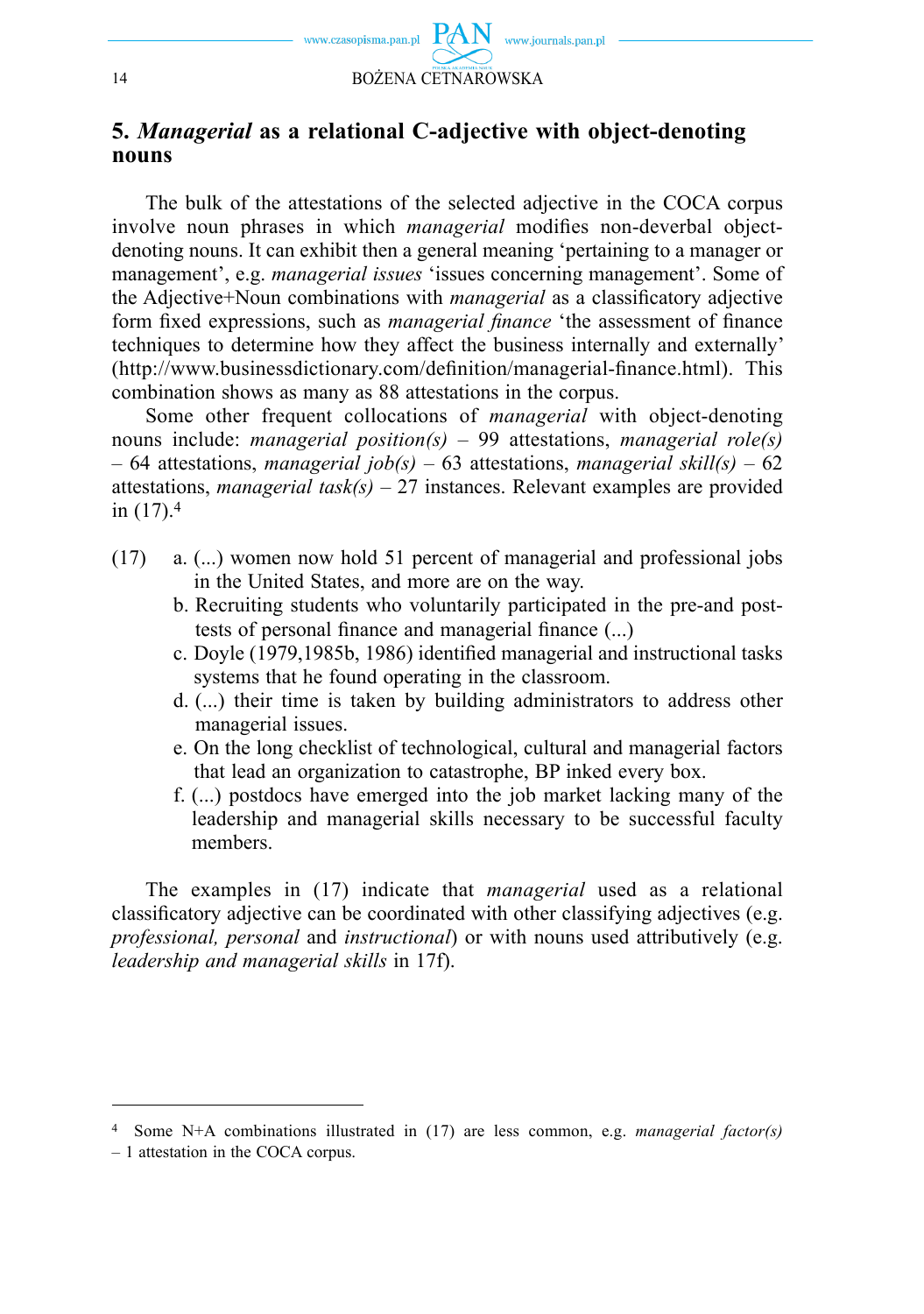## 5. *Managerial* as a relational C-adjective with object-denoting nouns

The bulk of the attestations of the selected adjective in the COCA corpus involve noun phrases in which *managerial* modifies non-deverbal object-denoting nouns. It can exhibit then a general meaning 'pertaining to a manager or management', e.g. *managerial issues* 'issues concerning management'. Some of the Adjective+Noun combinations with *managerial* as a classificatory adjective form fixed expressions, such as *managerial finance* 'the assessment of finance techniques to determine how they affect the business internally and externally' (http://www.businessdictionary.com/definition/managerial-finance.html). This combination shows as many as 88 attestations in the corpus.

Some other frequent collocations of *managerial* with object-denoting nouns include: *managerial position(s)* – 99 attestations, *managerial role(s)* – 64 attestations, *managerial job(s)* – 63 attestations, *managerial skill(s)* – 62 attestations, *managerial task(s)* – 27 instances. Relevant examples are provided in (17).[4]

(17) a. (...) women now hold 51 percent of managerial and professional jobs in the United States, and more are on the way.
b. Recruiting students who voluntarily participated in the pre-and post-tests of personal finance and managerial finance (...)
c. Doyle (1979,1985b, 1986) identified managerial and instructional tasks systems that he found operating in the classroom.
d. (...) their time is taken by building administrators to address other managerial issues.
e. On the long checklist of technological, cultural and managerial factors that lead an organization to catastrophe, BP inked every box.
f. (...) postdocs have emerged into the job market lacking many of the leadership and managerial skills necessary to be successful faculty members.

The examples in (17) indicate that *managerial* used as a relational classificatory adjective can be coordinated with other classifying adjectives (e.g. *professional, personal* and *instructional*) or with nouns used attributively (e.g. *leadership and managerial skills* in 17f).

---

[4] Some N+A combinations illustrated in (17) are less common, e.g. *managerial factor(s)* – 1 attestation in the COCA corpus.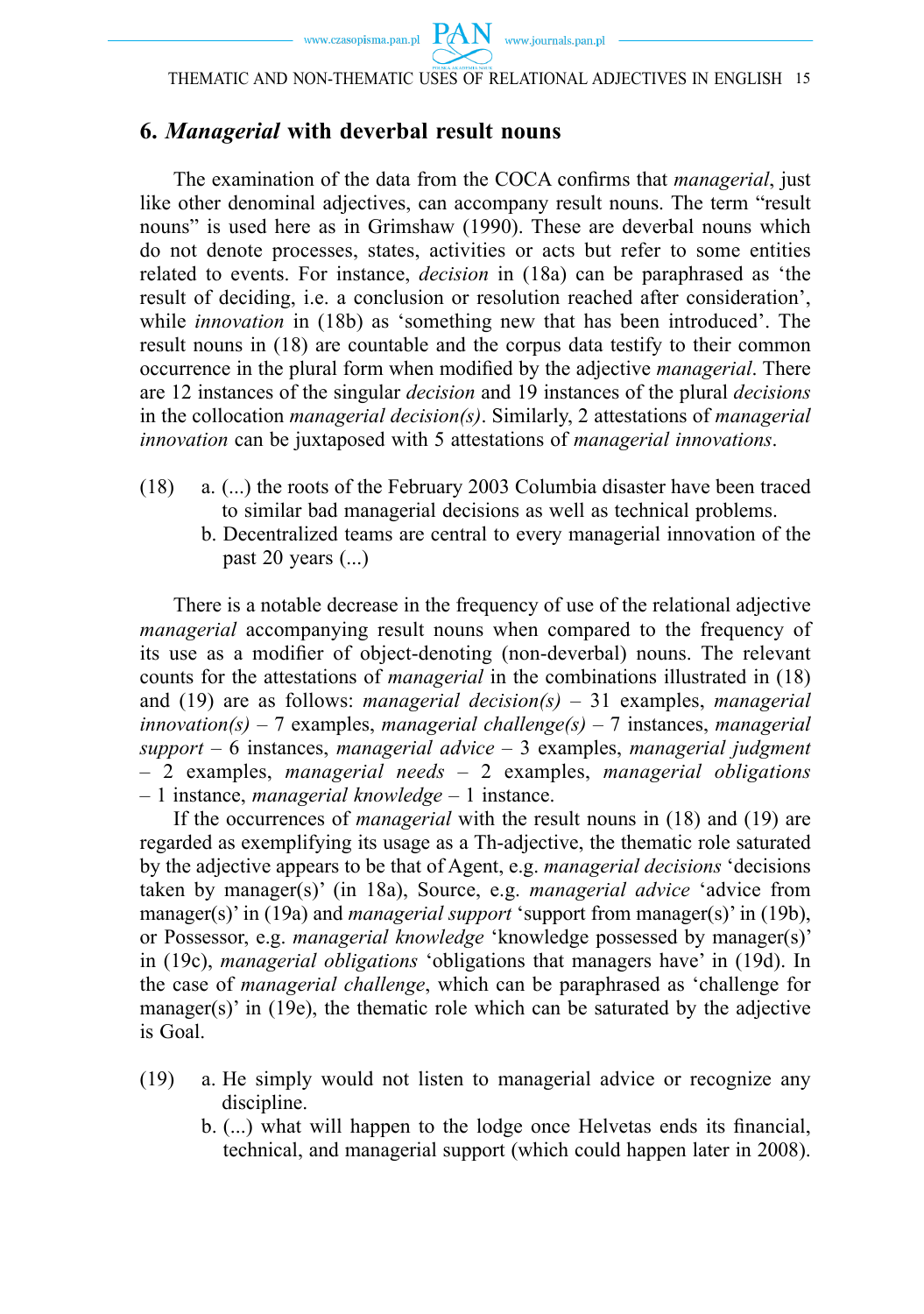## 6. *Managerial* with deverbal result nouns

The examination of the data from the COCA confirms that *managerial*, just like other denominal adjectives, can accompany result nouns. The term "result nouns" is used here as in Grimshaw (1990). These are deverbal nouns which do not denote processes, states, activities or acts but refer to some entities related to events. For instance, *decision* in (18a) can be paraphrased as 'the result of deciding, i.e. a conclusion or resolution reached after consideration', while *innovation* in (18b) as 'something new that has been introduced'. The result nouns in (18) are countable and the corpus data testify to their common occurrence in the plural form when modified by the adjective *managerial*. There are 12 instances of the singular *decision* and 19 instances of the plural *decisions* in the collocation *managerial decision(s)*. Similarly, 2 attestations of *managerial innovation* can be juxtaposed with 5 attestations of *managerial innovations*.

(18) a. (...) the roots of the February 2003 Columbia disaster have been traced to similar bad managerial decisions as well as technical problems.
b. Decentralized teams are central to every managerial innovation of the past 20 years (...)

There is a notable decrease in the frequency of use of the relational adjective *managerial* accompanying result nouns when compared to the frequency of its use as a modifier of object-denoting (non-deverbal) nouns. The relevant counts for the attestations of *managerial* in the combinations illustrated in (18) and (19) are as follows: *managerial decision(s)* – 31 examples, *managerial innovation(s)* – 7 examples, *managerial challenge(s)* – 7 instances, *managerial support* – 6 instances, *managerial advice* – 3 examples, *managerial judgment* – 2 examples, *managerial needs* – 2 examples, *managerial obligations* – 1 instance, *managerial knowledge* – 1 instance.

If the occurrences of *managerial* with the result nouns in (18) and (19) are regarded as exemplifying its usage as a Th-adjective, the thematic role saturated by the adjective appears to be that of Agent, e.g. *managerial decisions* 'decisions taken by manager(s)' (in 18a), Source, e.g. *managerial advice* 'advice from manager(s)' in (19a) and *managerial support* 'support from manager(s)' in (19b), or Possessor, e.g. *managerial knowledge* 'knowledge possessed by manager(s)' in (19c), *managerial obligations* 'obligations that managers have' in (19d). In the case of *managerial challenge*, which can be paraphrased as 'challenge for manager(s)' in (19e), the thematic role which can be saturated by the adjective is Goal.

(19) a. He simply would not listen to managerial advice or recognize any discipline.
b. (...) what will happen to the lodge once Helvetas ends its financial, technical, and managerial support (which could happen later in 2008).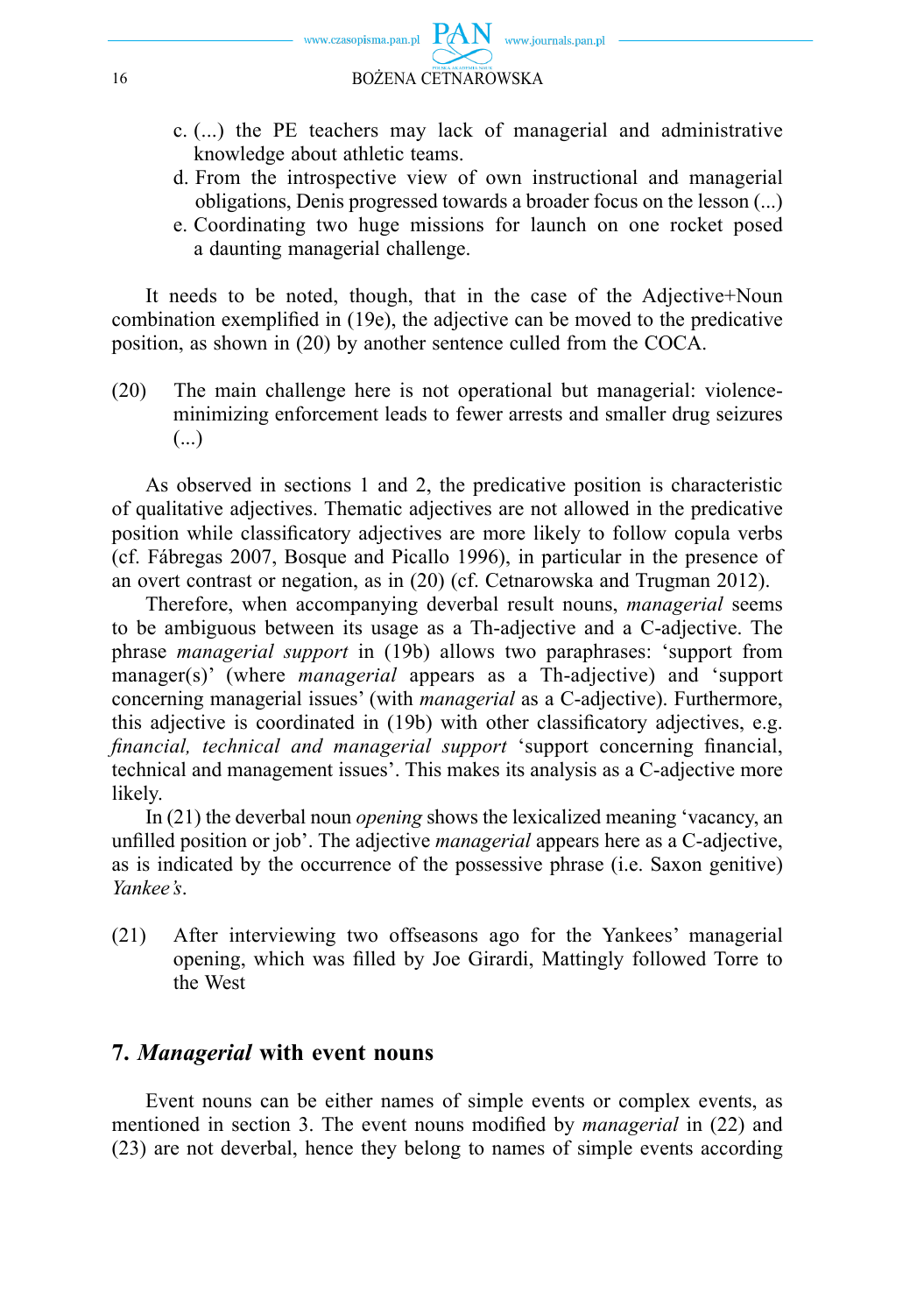c. (...) the PE teachers may lack of managerial and administrative knowledge about athletic teams.
d. From the introspective view of own instructional and managerial obligations, Denis progressed towards a broader focus on the lesson (...)
e. Coordinating two huge missions for launch on one rocket posed a daunting managerial challenge.

It needs to be noted, though, that in the case of the Adjective+Noun combination exemplified in (19e), the adjective can be moved to the predicative position, as shown in (20) by another sentence culled from the COCA.

(20) The main challenge here is not operational but managerial: violence-minimizing enforcement leads to fewer arrests and smaller drug seizures (...)

As observed in sections 1 and 2, the predicative position is characteristic of qualitative adjectives. Thematic adjectives are not allowed in the predicative position while classificatory adjectives are more likely to follow copula verbs (cf. Fábregas 2007, Bosque and Picallo 1996), in particular in the presence of an overt contrast or negation, as in (20) (cf. Cetnarowska and Trugman 2012).

Therefore, when accompanying deverbal result nouns, *managerial* seems to be ambiguous between its usage as a Th-adjective and a C-adjective. The phrase *managerial support* in (19b) allows two paraphrases: 'support from manager(s)' (where *managerial* appears as a Th-adjective) and 'support concerning managerial issues' (with *managerial* as a C-adjective). Furthermore, this adjective is coordinated in (19b) with other classificatory adjectives, e.g. *financial, technical and managerial support* 'support concerning financial, technical and management issues'. This makes its analysis as a C-adjective more likely.

In (21) the deverbal noun *opening* shows the lexicalized meaning 'vacancy, an unfilled position or job'. The adjective *managerial* appears here as a C-adjective, as is indicated by the occurrence of the possessive phrase (i.e. Saxon genitive) *Yankee's*.

(21) After interviewing two offseasons ago for the Yankees' managerial opening, which was filled by Joe Girardi, Mattingly followed Torre to the West

## 7. *Managerial* with event nouns

Event nouns can be either names of simple events or complex events, as mentioned in section 3. The event nouns modified by *managerial* in (22) and (23) are not deverbal, hence they belong to names of simple events according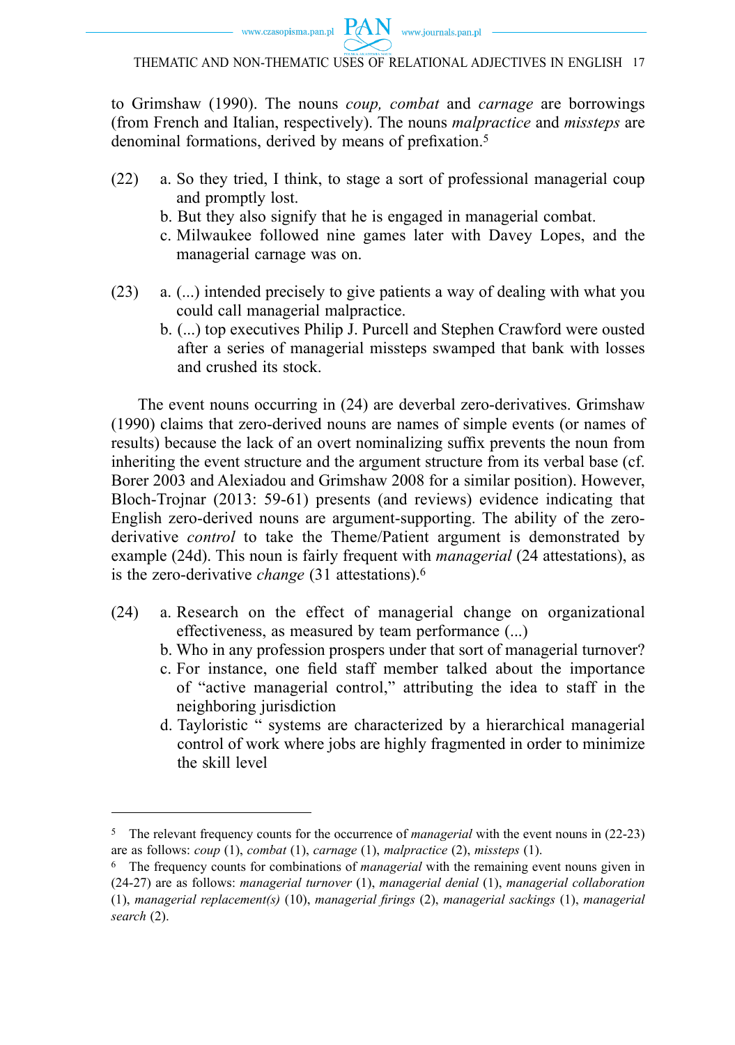to Grimshaw (1990). The nouns *coup, combat* and *carnage* are borrowings (from French and Italian, respectively). The nouns *malpractice* and *missteps* are denominal formations, derived by means of prefixation.[5]

(22) a. So they tried, I think, to stage a sort of professional managerial coup and promptly lost.
b. But they also signify that he is engaged in managerial combat.
c. Milwaukee followed nine games later with Davey Lopes, and the managerial carnage was on.

(23) a. (...) intended precisely to give patients a way of dealing with what you could call managerial malpractice.
b. (...) top executives Philip J. Purcell and Stephen Crawford were ousted after a series of managerial missteps swamped that bank with losses and crushed its stock.

The event nouns occurring in (24) are deverbal zero-derivatives. Grimshaw (1990) claims that zero-derived nouns are names of simple events (or names of results) because the lack of an overt nominalizing suffix prevents the noun from inheriting the event structure and the argument structure from its verbal base (cf. Borer 2003 and Alexiadou and Grimshaw 2008 for a similar position). However, Bloch-Trojnar (2013: 59-61) presents (and reviews) evidence indicating that English zero-derived nouns are argument-supporting. The ability of the zero-derivative *control* to take the Theme/Patient argument is demonstrated by example (24d). This noun is fairly frequent with *managerial* (24 attestations), as is the zero-derivative *change* (31 attestations).[6]

(24) a. Research on the effect of managerial change on organizational effectiveness, as measured by team performance (...)
b. Who in any profession prospers under that sort of managerial turnover?
c. For instance, one field staff member talked about the importance of "active managerial control," attributing the idea to staff in the neighboring jurisdiction
d. Tayloristic " systems are characterized by a hierarchical managerial control of work where jobs are highly fragmented in order to minimize the skill level

---

[5] The relevant frequency counts for the occurrence of *managerial* with the event nouns in (22-23) are as follows: *coup* (1), *combat* (1), *carnage* (1), *malpractice* (2), *missteps* (1).

[6] The frequency counts for combinations of *managerial* with the remaining event nouns given in (24-27) are as follows: *managerial turnover* (1), *managerial denial* (1), *managerial collaboration* (1), *managerial replacement(s)* (10), *managerial firings* (2), *managerial sackings* (1), *managerial search* (2).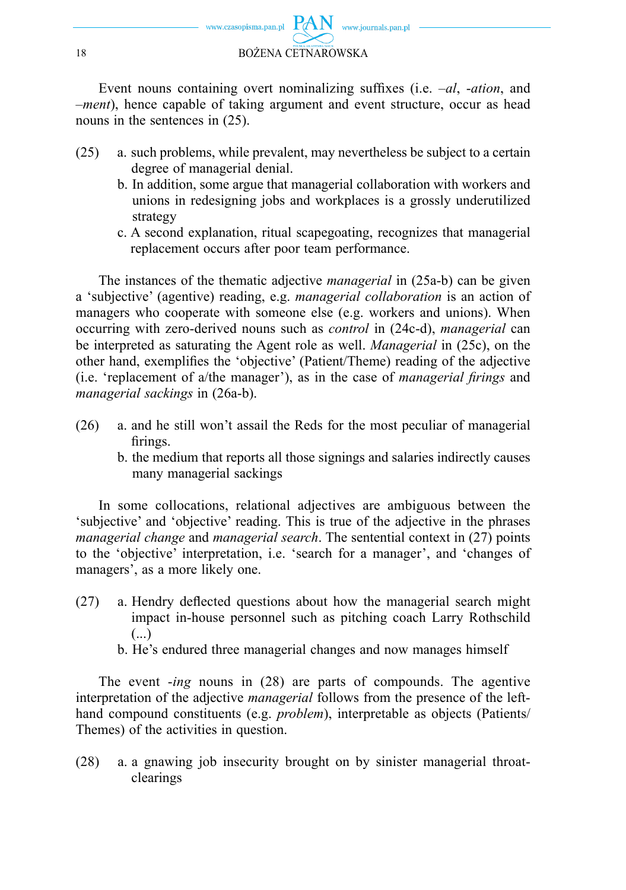Event nouns containing overt nominalizing suffixes (i.e. *–al*, *-ation*, and *–ment*), hence capable of taking argument and event structure, occur as head nouns in the sentences in (25).

(25) a. such problems, while prevalent, may nevertheless be subject to a certain degree of managerial denial.
b. In addition, some argue that managerial collaboration with workers and unions in redesigning jobs and workplaces is a grossly underutilized strategy
c. A second explanation, ritual scapegoating, recognizes that managerial replacement occurs after poor team performance.

The instances of the thematic adjective *managerial* in (25a-b) can be given a 'subjective' (agentive) reading, e.g. *managerial collaboration* is an action of managers who cooperate with someone else (e.g. workers and unions). When occurring with zero-derived nouns such as *control* in (24c-d), *managerial* can be interpreted as saturating the Agent role as well. *Managerial* in (25c), on the other hand, exemplifies the 'objective' (Patient/Theme) reading of the adjective (i.e. 'replacement of a/the manager'), as in the case of *managerial firings* and *managerial sackings* in (26a-b).

(26) a. and he still won't assail the Reds for the most peculiar of managerial firings.
b. the medium that reports all those signings and salaries indirectly causes many managerial sackings

In some collocations, relational adjectives are ambiguous between the 'subjective' and 'objective' reading. This is true of the adjective in the phrases *managerial change* and *managerial search*. The sentential context in (27) points to the 'objective' interpretation, i.e. 'search for a manager', and 'changes of managers', as a more likely one.

(27) a. Hendry deflected questions about how the managerial search might impact in-house personnel such as pitching coach Larry Rothschild (...)
b. He's endured three managerial changes and now manages himself

The event *-ing* nouns in (28) are parts of compounds. The agentive interpretation of the adjective *managerial* follows from the presence of the left-hand compound constituents (e.g. *problem*), interpretable as objects (Patients/Themes) of the activities in question.

(28) a. a gnawing job insecurity brought on by sinister managerial throat-clearings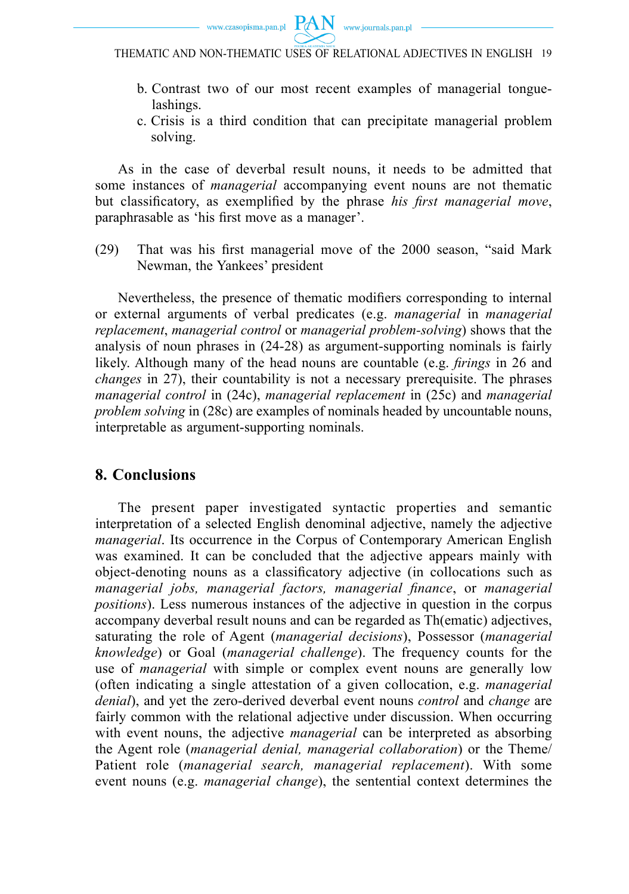b. Contrast two of our most recent examples of managerial tongue-lashings.
c. Crisis is a third condition that can precipitate managerial problem solving.

As in the case of deverbal result nouns, it needs to be admitted that some instances of *managerial* accompanying event nouns are not thematic but classificatory, as exemplified by the phrase *his first managerial move*, paraphrasable as 'his first move as a manager'.

(29) That was his first managerial move of the 2000 season, "said Mark Newman, the Yankees' president

Nevertheless, the presence of thematic modifiers corresponding to internal or external arguments of verbal predicates (e.g. *managerial* in *managerial replacement*, *managerial control* or *managerial problem-solving*) shows that the analysis of noun phrases in (24-28) as argument-supporting nominals is fairly likely. Although many of the head nouns are countable (e.g. *firings* in 26 and *changes* in 27), their countability is not a necessary prerequisite. The phrases *managerial control* in (24c), *managerial replacement* in (25c) and *managerial problem solving* in (28c) are examples of nominals headed by uncountable nouns, interpretable as argument-supporting nominals.

## 8. Conclusions

The present paper investigated syntactic properties and semantic interpretation of a selected English denominal adjective, namely the adjective *managerial*. Its occurrence in the Corpus of Contemporary American English was examined. It can be concluded that the adjective appears mainly with object-denoting nouns as a classificatory adjective (in collocations such as *managerial jobs, managerial factors, managerial finance*, or *managerial positions*). Less numerous instances of the adjective in question in the corpus accompany deverbal result nouns and can be regarded as Th(ematic) adjectives, saturating the role of Agent (*managerial decisions*), Possessor (*managerial knowledge*) or Goal (*managerial challenge*). The frequency counts for the use of *managerial* with simple or complex event nouns are generally low (often indicating a single attestation of a given collocation, e.g. *managerial denial*), and yet the zero-derived deverbal event nouns *control* and *change* are fairly common with the relational adjective under discussion. When occurring with event nouns, the adjective *managerial* can be interpreted as absorbing the Agent role (*managerial denial, managerial collaboration*) or the Theme/Patient role (*managerial search, managerial replacement*). With some event nouns (e.g. *managerial change*), the sentential context determines the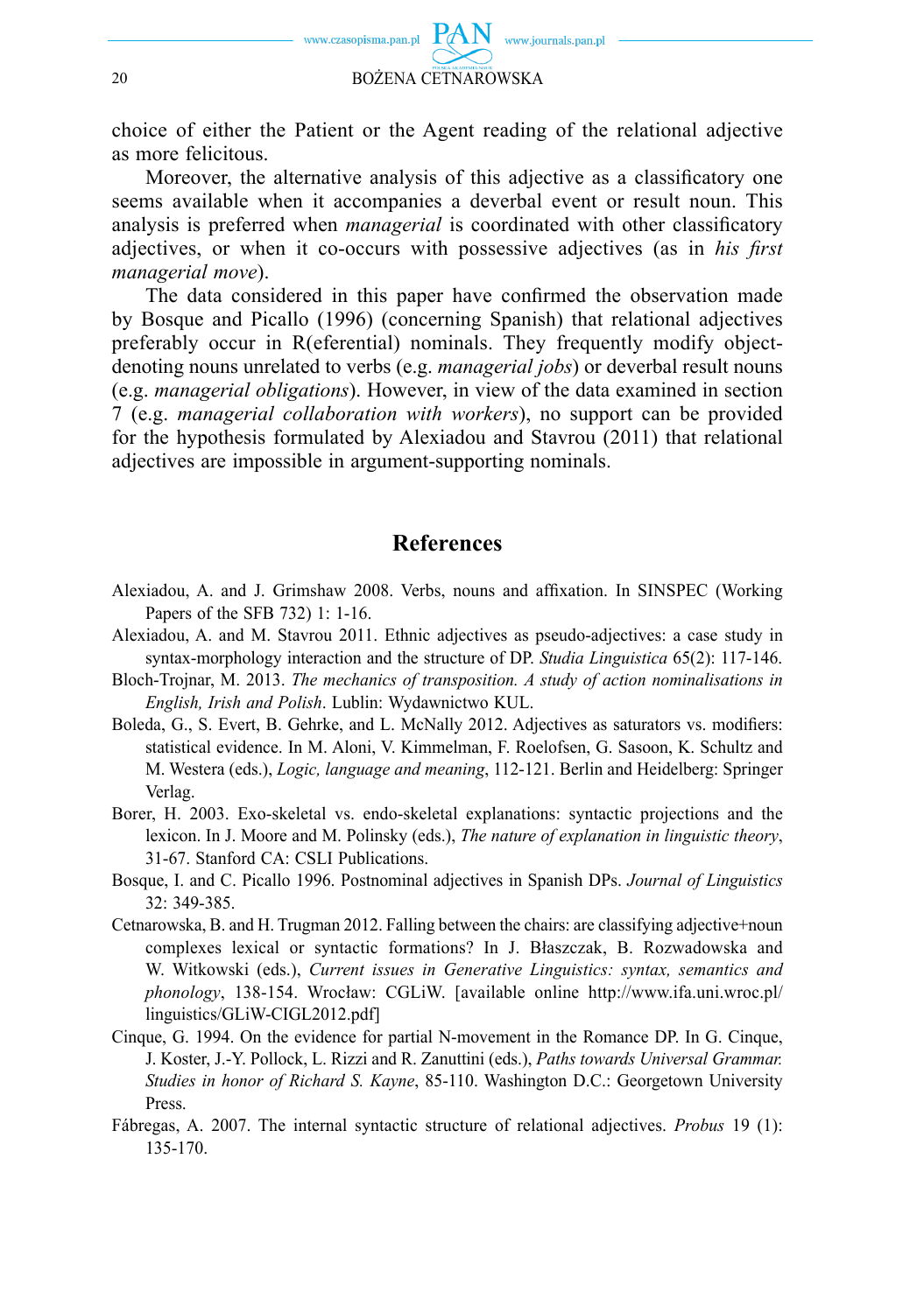choice of either the Patient or the Agent reading of the relational adjective as more felicitous.

Moreover, the alternative analysis of this adjective as a classificatory one seems available when it accompanies a deverbal event or result noun. This analysis is preferred when *managerial* is coordinated with other classificatory adjectives, or when it co-occurs with possessive adjectives (as in *his first managerial move*).

The data considered in this paper have confirmed the observation made by Bosque and Picallo (1996) (concerning Spanish) that relational adjectives preferably occur in R(eferential) nominals. They frequently modify object-denoting nouns unrelated to verbs (e.g. *managerial jobs*) or deverbal result nouns (e.g. *managerial obligations*). However, in view of the data examined in section 7 (e.g. *managerial collaboration with workers*), no support can be provided for the hypothesis formulated by Alexiadou and Stavrou (2011) that relational adjectives are impossible in argument-supporting nominals.

## References

Alexiadou, A. and J. Grimshaw 2008. Verbs, nouns and affixation. In SINSPEC (Working Papers of the SFB 732) 1: 1-16.

Alexiadou, A. and M. Stavrou 2011. Ethnic adjectives as pseudo-adjectives: a case study in syntax-morphology interaction and the structure of DP. *Studia Linguistica* 65(2): 117-146.

Bloch-Trojnar, M. 2013. *The mechanics of transposition. A study of action nominalisations in English, Irish and Polish*. Lublin: Wydawnictwo KUL.

Boleda, G., S. Evert, B. Gehrke, and L. McNally 2012. Adjectives as saturators vs. modifiers: statistical evidence. In M. Aloni, V. Kimmelman, F. Roelofsen, G. Sasoon, K. Schultz and M. Westera (eds.), *Logic, language and meaning*, 112-121. Berlin and Heidelberg: Springer Verlag.

Borer, H. 2003. Exo-skeletal vs. endo-skeletal explanations: syntactic projections and the lexicon. In J. Moore and M. Polinsky (eds.), *The nature of explanation in linguistic theory*, 31-67. Stanford CA: CSLI Publications.

Bosque, I. and C. Picallo 1996. Postnominal adjectives in Spanish DPs. *Journal of Linguistics* 32: 349-385.

Cetnarowska, B. and H. Trugman 2012. Falling between the chairs: are classifying adjective+noun complexes lexical or syntactic formations? In J. Błaszczak, B. Rozwadowska and W. Witkowski (eds.), *Current issues in Generative Linguistics: syntax, semantics and phonology*, 138-154. Wrocław: CGLiW. [available online http://www.ifa.uni.wroc.pl/linguistics/GLiW-CIGL2012.pdf]

Cinque, G. 1994. On the evidence for partial N-movement in the Romance DP. In G. Cinque, J. Koster, J.-Y. Pollock, L. Rizzi and R. Zanuttini (eds.), *Paths towards Universal Grammar. Studies in honor of Richard S. Kayne*, 85-110. Washington D.C.: Georgetown University Press.

Fábregas, A. 2007. The internal syntactic structure of relational adjectives. *Probus* 19 (1): 135-170.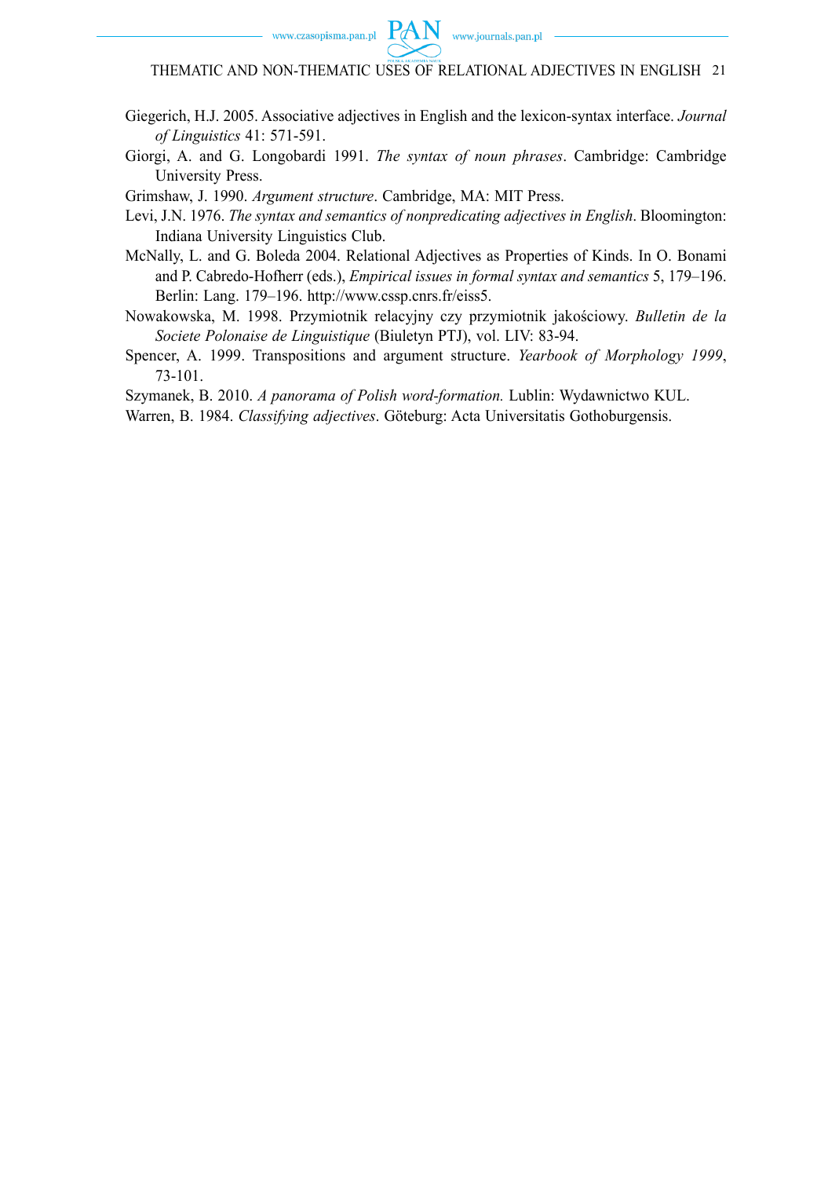Giegerich, H.J. 2005. Associative adjectives in English and the lexicon-syntax interface. *Journal of Linguistics* 41: 571-591.

Giorgi, A. and G. Longobardi 1991. *The syntax of noun phrases*. Cambridge: Cambridge University Press.

Grimshaw, J. 1990. *Argument structure*. Cambridge, MA: MIT Press.

Levi, J.N. 1976. *The syntax and semantics of nonpredicating adjectives in English*. Bloomington: Indiana University Linguistics Club.

McNally, L. and G. Boleda 2004. Relational Adjectives as Properties of Kinds. In O. Bonami and P. Cabredo-Hofherr (eds.), *Empirical issues in formal syntax and semantics* 5, 179–196. Berlin: Lang. 179–196. http://www.cssp.cnrs.fr/eiss5.

Nowakowska, M. 1998. Przymiotnik relacyjny czy przymiotnik jakościowy. *Bulletin de la Societe Polonaise de Linguistique* (Biuletyn PTJ), vol. LIV: 83-94.

Spencer, A. 1999. Transpositions and argument structure. *Yearbook of Morphology 1999*, 73-101.

Szymanek, B. 2010. *A panorama of Polish word-formation.* Lublin: Wydawnictwo KUL.

Warren, B. 1984. *Classifying adjectives*. Göteburg: Acta Universitatis Gothoburgensis.